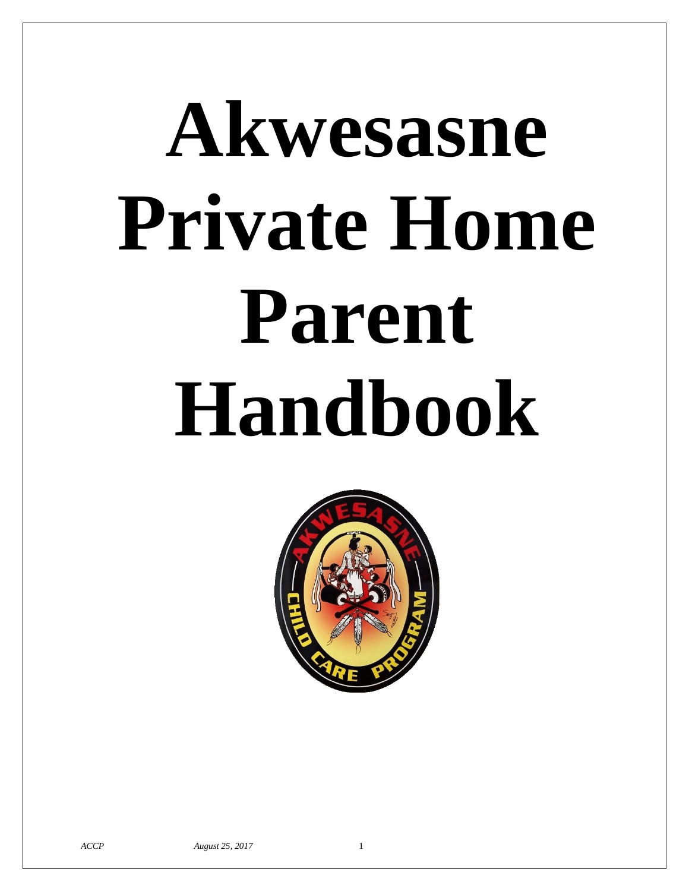# Akwesasne Private Home Parent Handbook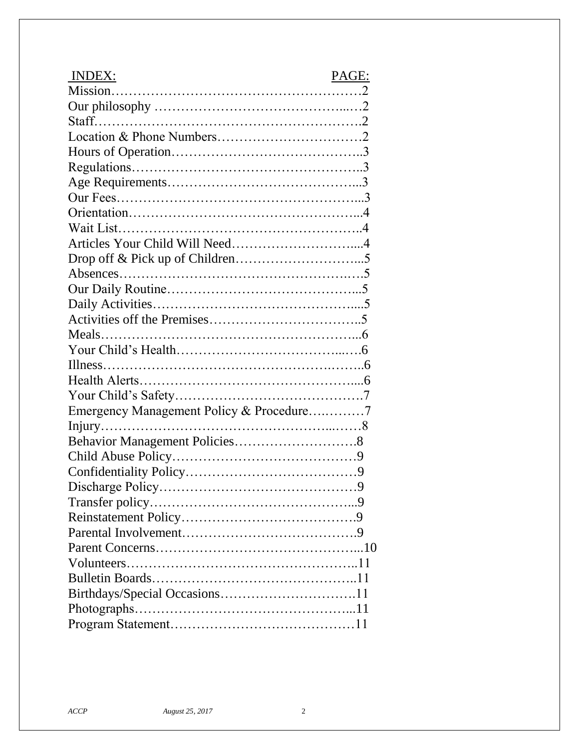| INDEX: | PAGE: |
| --- | --- |
| Mission | 2 |
| Our philosophy | 2 |
| Staff | 2 |
| Location & Phone Numbers | 2 |
| Hours of Operation | 3 |
| Regulations | 3 |
| Age Requirements | 3 |
| Our Fees | 3 |
| Orientation | 4 |
| Wait List | 4 |
| Articles Your Child Will Need | 4 |
| Drop off & Pick up of Children | 5 |
| Absences | 5 |
| Our Daily Routine | 5 |
| Daily Activities | 5 |
| Activities off the Premises | 5 |
| Meals | 6 |
| Your Child's Health | 6 |
| Illness | 6 |
| Health Alerts | 6 |
| Your Child's Safety | 7 |
| Emergency Management Policy & Procedure | 7 |
| Injury | 8 |
| Behavior Management Policies | 8 |
| Child Abuse Policy | 9 |
| Confidentiality Policy | 9 |
| Discharge Policy | 9 |
| Transfer policy | 9 |
| Reinstatement Policy | 9 |
| Parental Involvement | 9 |
| Parent Concerns | 10 |
| Volunteers | 11 |
| Bulletin Boards | 11 |
| Birthdays/Special Occasions | 11 |
| Photographs | 11 |
| Program Statement | 11 |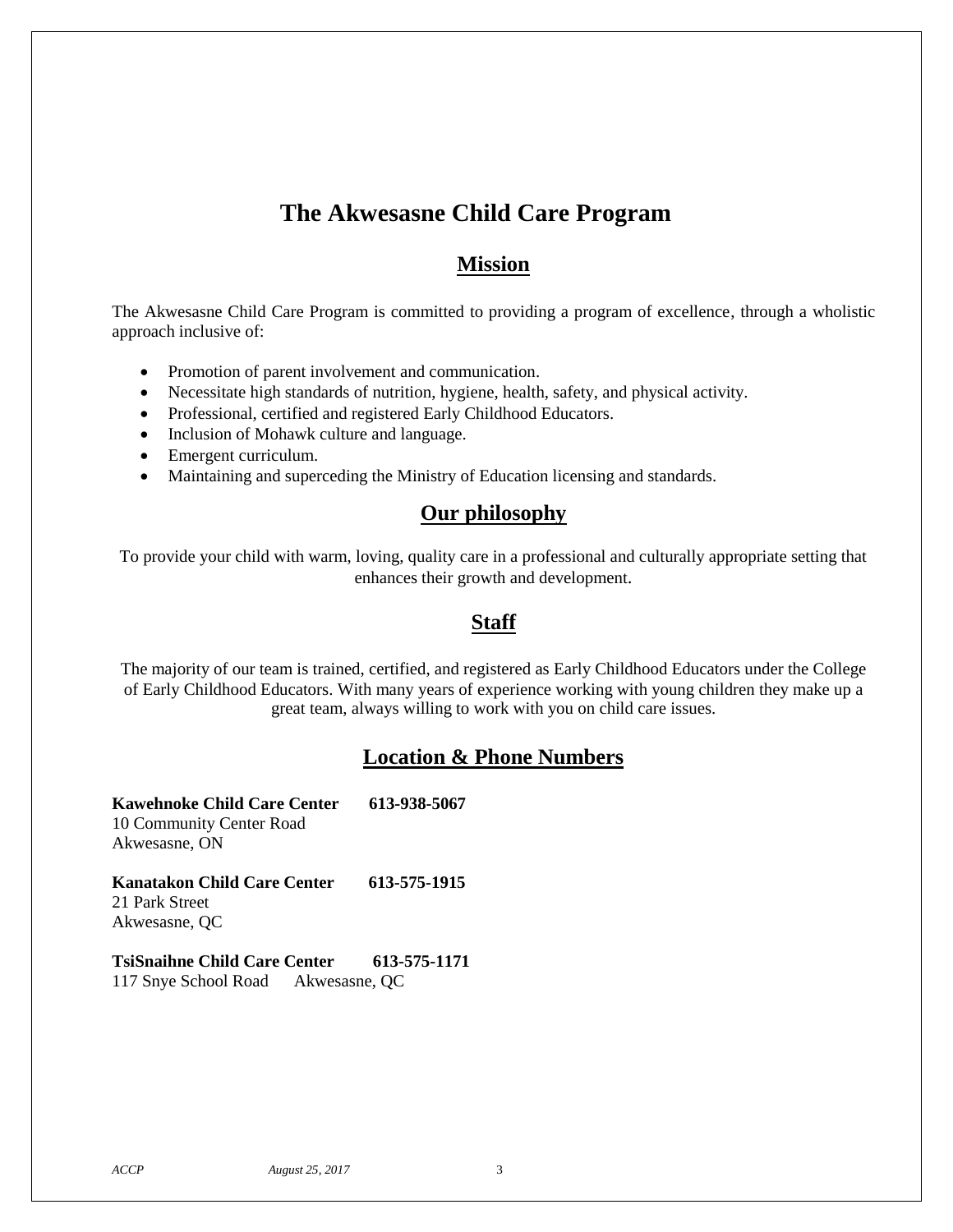# The Akwesasne Child Care Program

## Mission

The Akwesasne Child Care Program is committed to providing a program of excellence, through a wholistic approach inclusive of:

- Promotion of parent involvement and communication.
- Necessitate high standards of nutrition, hygiene, health, safety, and physical activity.
- Professional, certified and registered Early Childhood Educators.
- Inclusion of Mohawk culture and language.
- Emergent curriculum.
- Maintaining and superceding the Ministry of Education licensing and standards.

## Our philosophy

To provide your child with warm, loving, quality care in a professional and culturally appropriate setting that enhances their growth and development.

## Staff

The majority of our team is trained, certified, and registered as Early Childhood Educators under the College of Early Childhood Educators. With many years of experience working with young children they make up a great team, always willing to work with you on child care issues.

## Location & Phone Numbers

**Kawehnoke Child Care Center 613-938-5067**
10 Community Center Road
Akwesasne, ON

**Kanatakon Child Care Center 613-575-1915**
21 Park Street
Akwesasne, QC

**TsiSnaihne Child Care Center 613-575-1171**
117 Snye School Road Akwesasne, QC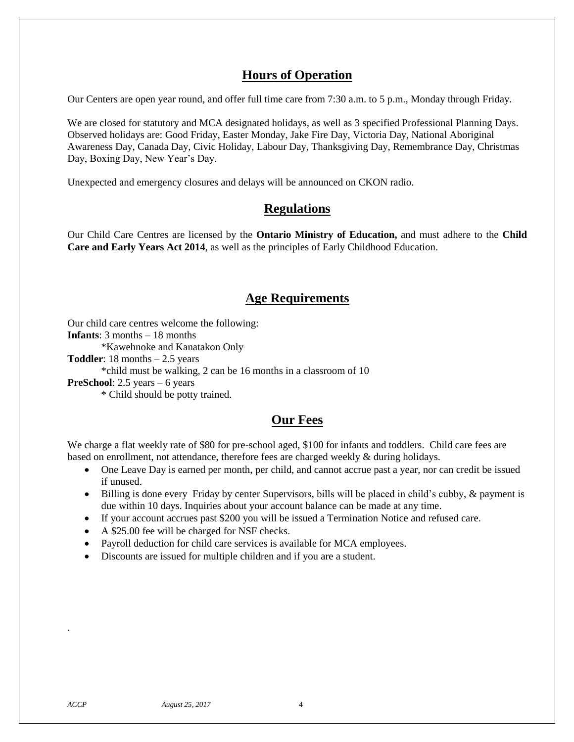## Hours of Operation

Our Centers are open year round, and offer full time care from 7:30 a.m. to 5 p.m., Monday through Friday.

We are closed for statutory and MCA designated holidays, as well as 3 specified Professional Planning Days. Observed holidays are: Good Friday, Easter Monday, Jake Fire Day, Victoria Day, National Aboriginal Awareness Day, Canada Day, Civic Holiday, Labour Day, Thanksgiving Day, Remembrance Day, Christmas Day, Boxing Day, New Year's Day.

Unexpected and emergency closures and delays will be announced on CKON radio.

## Regulations

Our Child Care Centres are licensed by the **Ontario Ministry of Education,** and must adhere to the **Child Care and Early Years Act 2014**, as well as the principles of Early Childhood Education.

## Age Requirements

Our child care centres welcome the following:

**Infants**: 3 months – 18 months
    *Kawehnoke and Kanatakon Only

**Toddler**: 18 months – 2.5 years
    *child must be walking, 2 can be 16 months in a classroom of 10

**PreSchool**: 2.5 years – 6 years
    * Child should be potty trained.

## Our Fees

We charge a flat weekly rate of $80 for pre-school aged, $100 for infants and toddlers. Child care fees are based on enrollment, not attendance, therefore fees are charged weekly & during holidays.

- One Leave Day is earned per month, per child, and cannot accrue past a year, nor can credit be issued if unused.
- Billing is done every Friday by center Supervisors, bills will be placed in child's cubby, & payment is due within 10 days. Inquiries about your account balance can be made at any time.
- If your account accrues past $200 you will be issued a Termination Notice and refused care.
- A $25.00 fee will be charged for NSF checks.
- Payroll deduction for child care services is available for MCA employees.
- Discounts are issued for multiple children and if you are a student.

.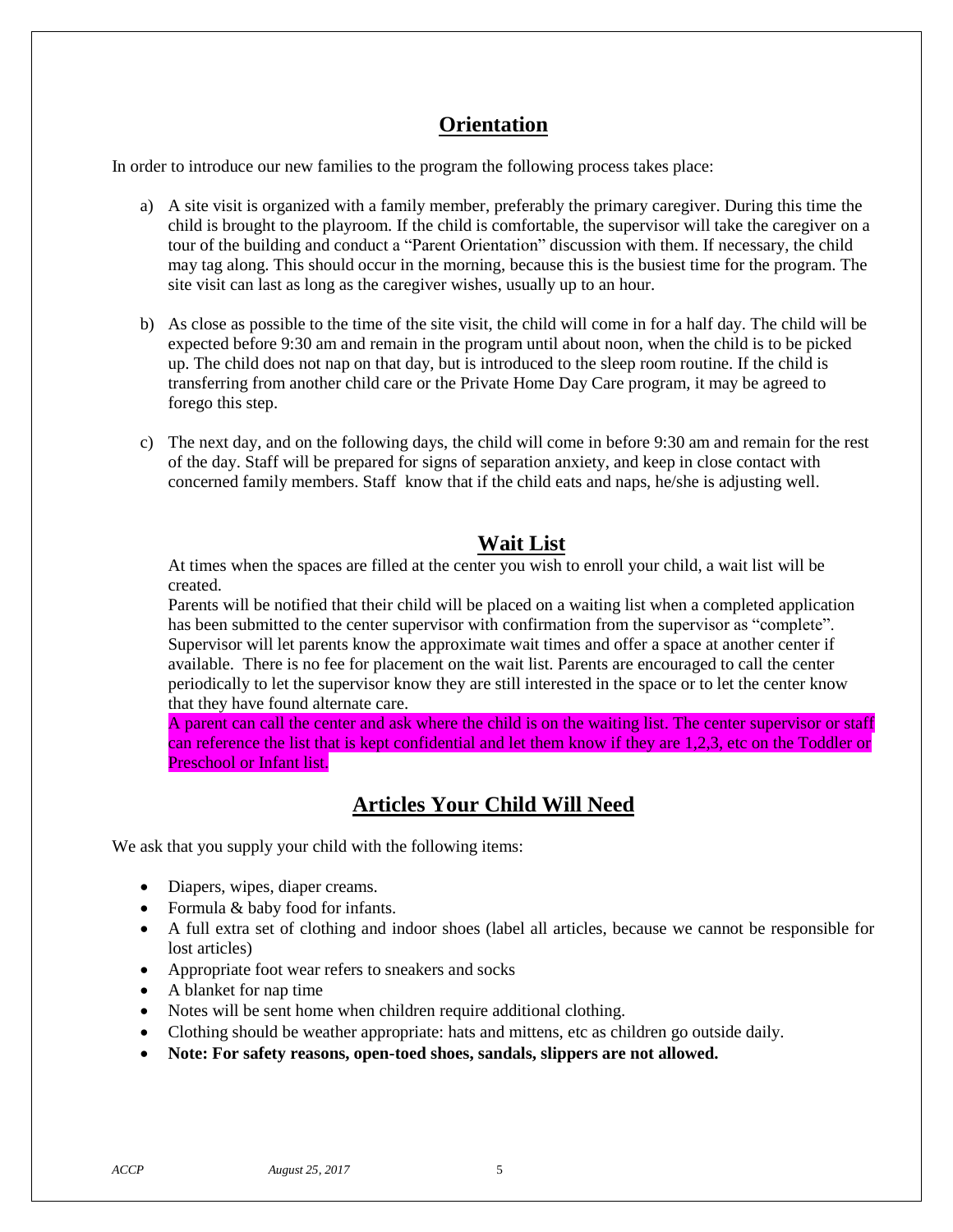## Orientation

In order to introduce our new families to the program the following process takes place:

a) A site visit is organized with a family member, preferably the primary caregiver. During this time the child is brought to the playroom. If the child is comfortable, the supervisor will take the caregiver on a tour of the building and conduct a "Parent Orientation" discussion with them. If necessary, the child may tag along. This should occur in the morning, because this is the busiest time for the program. The site visit can last as long as the caregiver wishes, usually up to an hour.

b) As close as possible to the time of the site visit, the child will come in for a half day. The child will be expected before 9:30 am and remain in the program until about noon, when the child is to be picked up. The child does not nap on that day, but is introduced to the sleep room routine. If the child is transferring from another child care or the Private Home Day Care program, it may be agreed to forego this step.

c) The next day, and on the following days, the child will come in before 9:30 am and remain for the rest of the day. Staff will be prepared for signs of separation anxiety, and keep in close contact with concerned family members. Staff know that if the child eats and naps, he/she is adjusting well.

## Wait List

At times when the spaces are filled at the center you wish to enroll your child, a wait list will be created.

Parents will be notified that their child will be placed on a waiting list when a completed application has been submitted to the center supervisor with confirmation from the supervisor as "complete". Supervisor will let parents know the approximate wait times and offer a space at another center if available. There is no fee for placement on the wait list. Parents are encouraged to call the center periodically to let the supervisor know they are still interested in the space or to let the center know that they have found alternate care.

A parent can call the center and ask where the child is on the waiting list. The center supervisor or staff can reference the list that is kept confidential and let them know if they are 1,2,3, etc on the Toddler or Preschool or Infant list.

## Articles Your Child Will Need

We ask that you supply your child with the following items:

- Diapers, wipes, diaper creams.
- Formula & baby food for infants.
- A full extra set of clothing and indoor shoes (label all articles, because we cannot be responsible for lost articles)
- Appropriate foot wear refers to sneakers and socks
- A blanket for nap time
- Notes will be sent home when children require additional clothing.
- Clothing should be weather appropriate: hats and mittens, etc as children go outside daily.
- **Note: For safety reasons, open-toed shoes, sandals, slippers are not allowed.**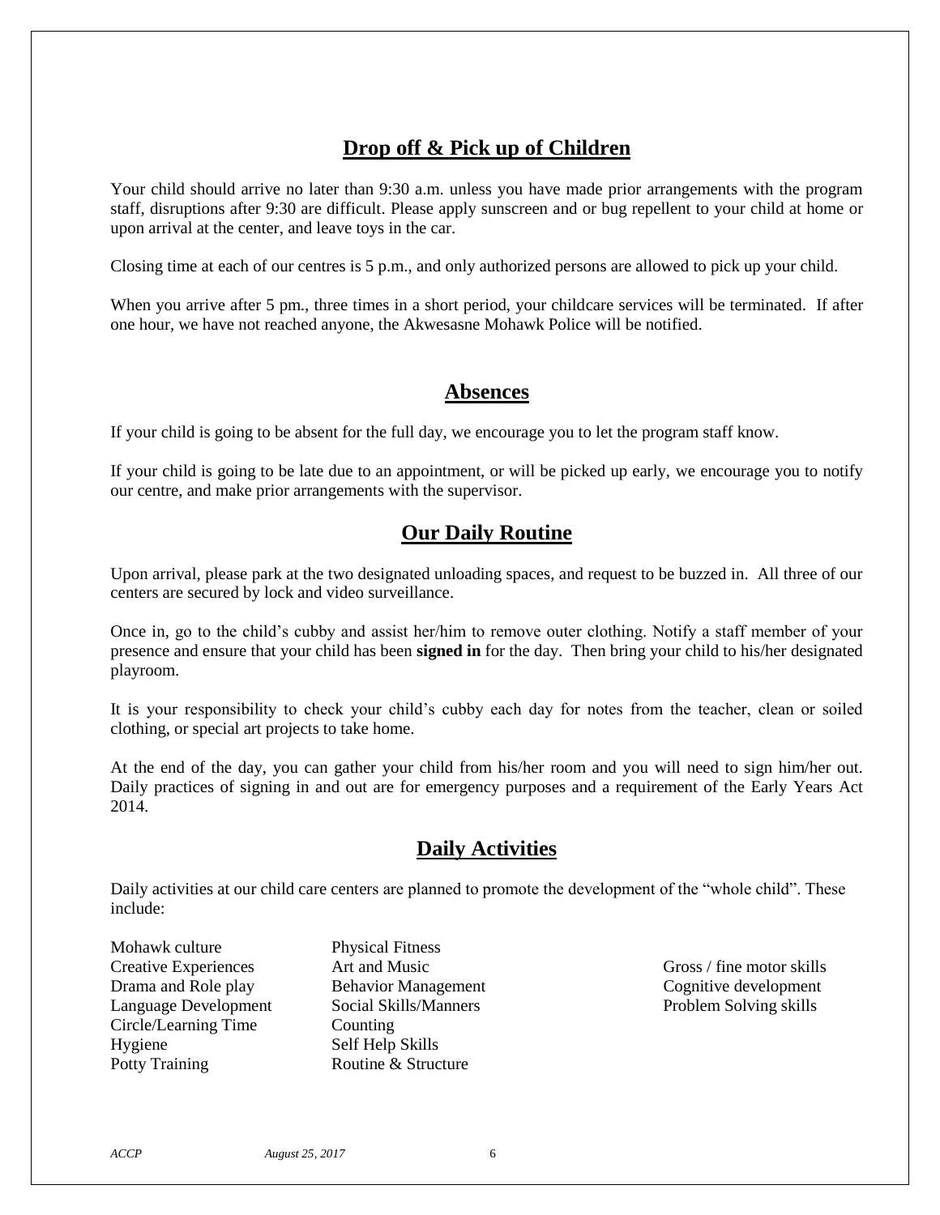## Drop off & Pick up of Children

Your child should arrive no later than 9:30 a.m. unless you have made prior arrangements with the program staff, disruptions after 9:30 are difficult. Please apply sunscreen and or bug repellent to your child at home or upon arrival at the center, and leave toys in the car.

Closing time at each of our centres is 5 p.m., and only authorized persons are allowed to pick up your child.

When you arrive after 5 pm., three times in a short period, your childcare services will be terminated. If after one hour, we have not reached anyone, the Akwesasne Mohawk Police will be notified.

## Absences

If your child is going to be absent for the full day, we encourage you to let the program staff know.

If your child is going to be late due to an appointment, or will be picked up early, we encourage you to notify our centre, and make prior arrangements with the supervisor.

## Our Daily Routine

Upon arrival, please park at the two designated unloading spaces, and request to be buzzed in. All three of our centers are secured by lock and video surveillance.

Once in, go to the child's cubby and assist her/him to remove outer clothing. Notify a staff member of your presence and ensure that your child has been **signed in** for the day. Then bring your child to his/her designated playroom.

It is your responsibility to check your child's cubby each day for notes from the teacher, clean or soiled clothing, or special art projects to take home.

At the end of the day, you can gather your child from his/her room and you will need to sign him/her out. Daily practices of signing in and out are for emergency purposes and a requirement of the Early Years Act 2014.

## Daily Activities

Daily activities at our child care centers are planned to promote the development of the "whole child". These include:

- Mohawk culture
- Creative Experiences
- Drama and Role play
- Language Development
- Circle/Learning Time
- Hygiene
- Potty Training
- Physical Fitness
- Art and Music
- Behavior Management
- Social Skills/Manners
- Counting
- Self Help Skills
- Routine & Structure
- Gross / fine motor skills
- Cognitive development
- Problem Solving skills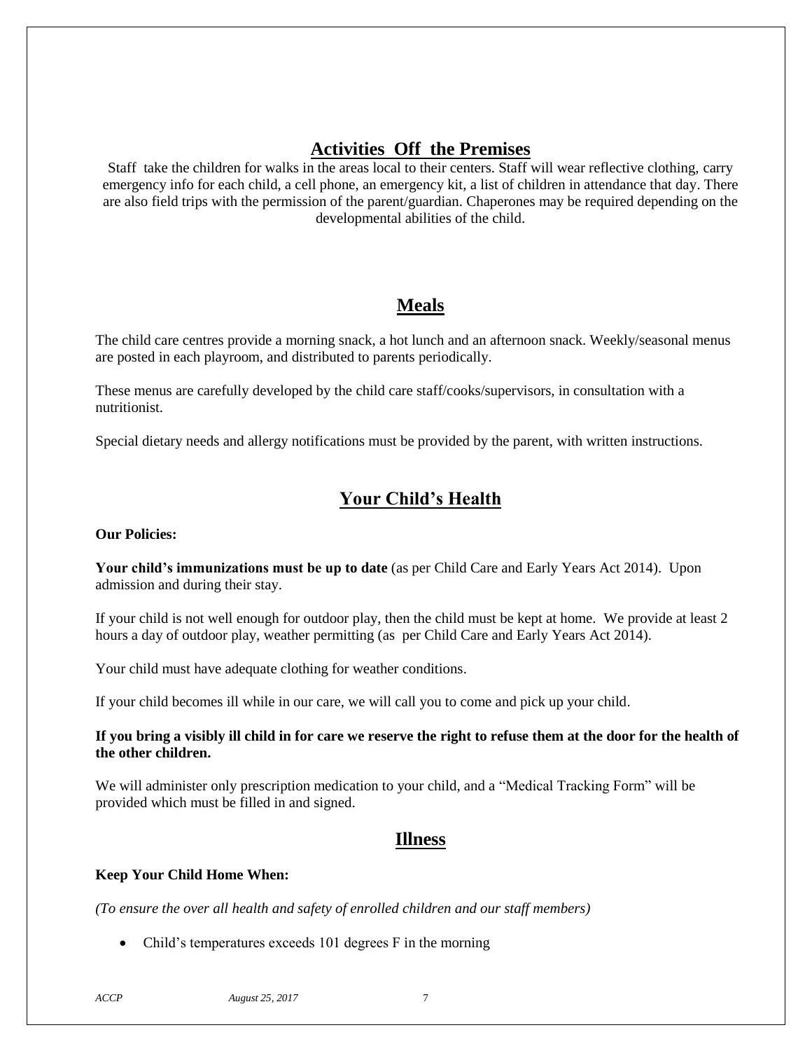## Activities Off the Premises

Staff take the children for walks in the areas local to their centers. Staff will wear reflective clothing, carry emergency info for each child, a cell phone, an emergency kit, a list of children in attendance that day. There are also field trips with the permission of the parent/guardian. Chaperones may be required depending on the developmental abilities of the child.

## Meals

The child care centres provide a morning snack, a hot lunch and an afternoon snack. Weekly/seasonal menus are posted in each playroom, and distributed to parents periodically.

These menus are carefully developed by the child care staff/cooks/supervisors, in consultation with a nutritionist.

Special dietary needs and allergy notifications must be provided by the parent, with written instructions.

## Your Child's Health

**Our Policies:**

**Your child's immunizations must be up to date** (as per Child Care and Early Years Act 2014). Upon admission and during their stay.

If your child is not well enough for outdoor play, then the child must be kept at home. We provide at least 2 hours a day of outdoor play, weather permitting (as per Child Care and Early Years Act 2014).

Your child must have adequate clothing for weather conditions.

If your child becomes ill while in our care, we will call you to come and pick up your child.

**If you bring a visibly ill child in for care we reserve the right to refuse them at the door for the health of the other children.**

We will administer only prescription medication to your child, and a "Medical Tracking Form" will be provided which must be filled in and signed.

## Illness

**Keep Your Child Home When:**

*(To ensure the over all health and safety of enrolled children and our staff members)*

- Child's temperatures exceeds 101 degrees F in the morning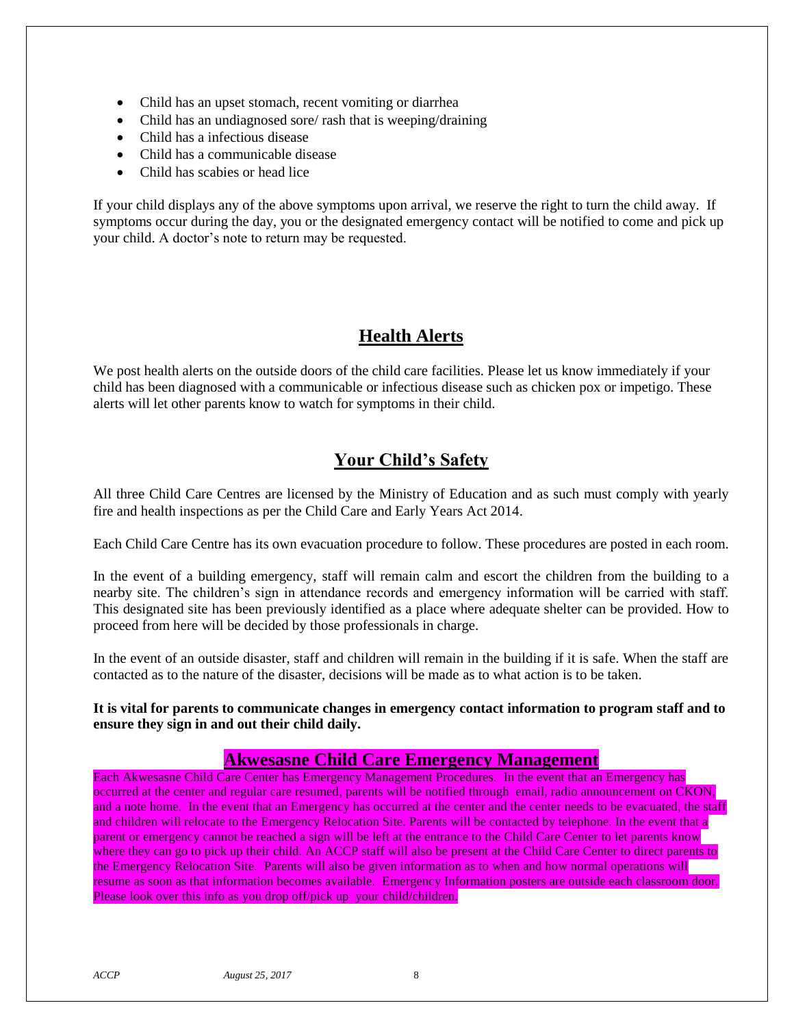- Child has an upset stomach, recent vomiting or diarrhea
- Child has an undiagnosed sore/ rash that is weeping/draining
- Child has a infectious disease
- Child has a communicable disease
- Child has scabies or head lice

If your child displays any of the above symptoms upon arrival, we reserve the right to turn the child away. If symptoms occur during the day, you or the designated emergency contact will be notified to come and pick up your child. A doctor's note to return may be requested.

## Health Alerts

We post health alerts on the outside doors of the child care facilities. Please let us know immediately if your child has been diagnosed with a communicable or infectious disease such as chicken pox or impetigo. These alerts will let other parents know to watch for symptoms in their child.

## Your Child's Safety

All three Child Care Centres are licensed by the Ministry of Education and as such must comply with yearly fire and health inspections as per the Child Care and Early Years Act 2014.

Each Child Care Centre has its own evacuation procedure to follow. These procedures are posted in each room.

In the event of a building emergency, staff will remain calm and escort the children from the building to a nearby site. The children's sign in attendance records and emergency information will be carried with staff. This designated site has been previously identified as a place where adequate shelter can be provided. How to proceed from here will be decided by those professionals in charge.

In the event of an outside disaster, staff and children will remain in the building if it is safe. When the staff are contacted as to the nature of the disaster, decisions will be made as to what action is to be taken.

**It is vital for parents to communicate changes in emergency contact information to program staff and to ensure they sign in and out their child daily.**

## Akwesasne Child Care Emergency Management

Each Akwesasne Child Care Center has Emergency Management Procedures. In the event that an Emergency has occurred at the center and regular care resumed, parents will be notified through email, radio announcement on CKON, and a note home. In the event that an Emergency has occurred at the center and the center needs to be evacuated, the staff and children will relocate to the Emergency Relocation Site. Parents will be contacted by telephone. In the event that a parent or emergency cannot be reached a sign will be left at the entrance to the Child Care Center to let parents know where they can go to pick up their child. An ACCP staff will also be present at the Child Care Center to direct parents to the Emergency Relocation Site. Parents will also be given information as to when and how normal operations will resume as soon as that information becomes available. Emergency Information posters are outside each classroom door. Please look over this info as you drop off/pick up your child/children.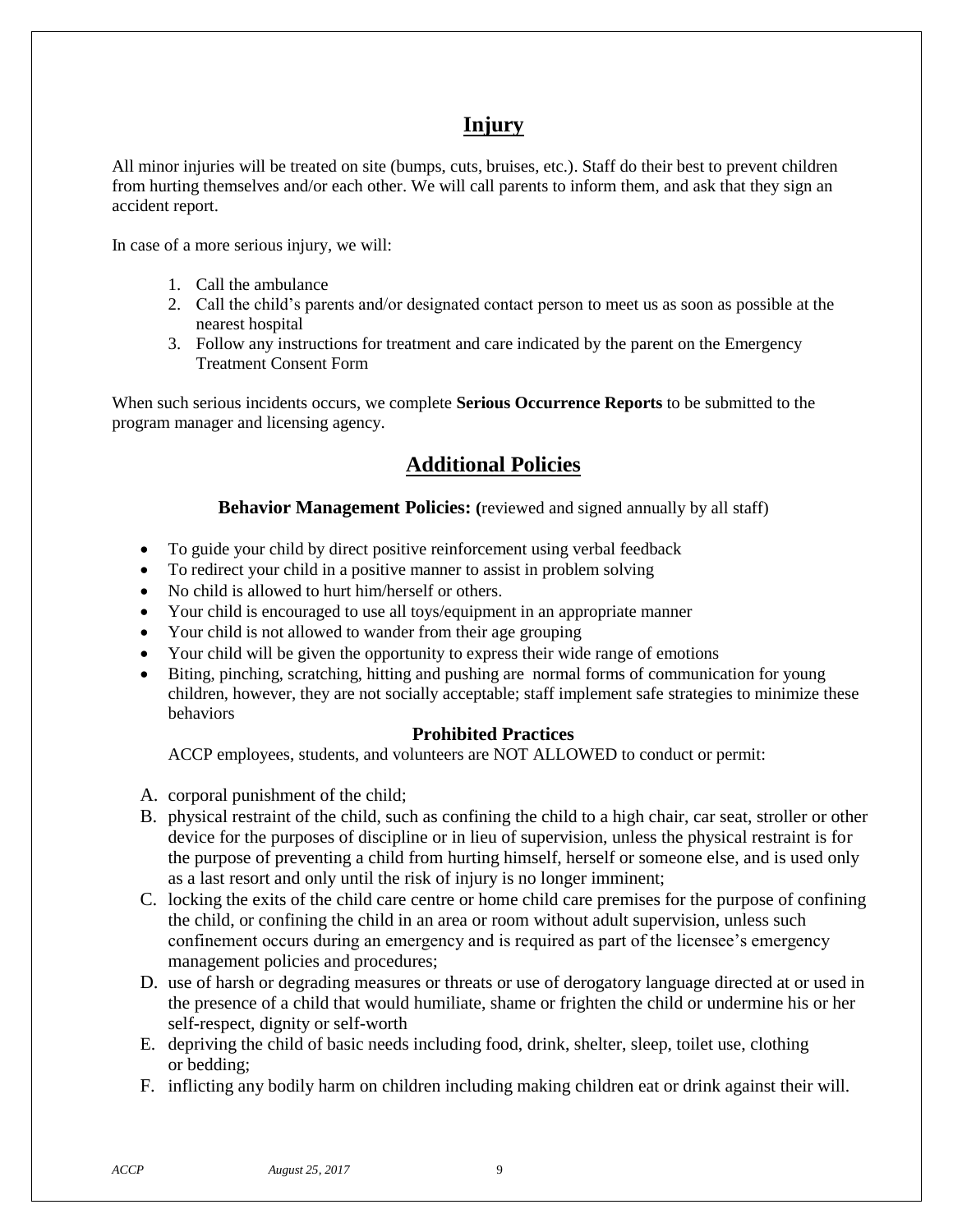## Injury

All minor injuries will be treated on site (bumps, cuts, bruises, etc.). Staff do their best to prevent children from hurting themselves and/or each other. We will call parents to inform them, and ask that they sign an accident report.

In case of a more serious injury, we will:

1. Call the ambulance
2. Call the child's parents and/or designated contact person to meet us as soon as possible at the nearest hospital
3. Follow any instructions for treatment and care indicated by the parent on the Emergency Treatment Consent Form

When such serious incidents occurs, we complete **Serious Occurrence Reports** to be submitted to the program manager and licensing agency.

## Additional Policies

**Behavior Management Policies: (**reviewed and signed annually by all staff)

- To guide your child by direct positive reinforcement using verbal feedback
- To redirect your child in a positive manner to assist in problem solving
- No child is allowed to hurt him/herself or others.
- Your child is encouraged to use all toys/equipment in an appropriate manner
- Your child is not allowed to wander from their age grouping
- Your child will be given the opportunity to express their wide range of emotions
- Biting, pinching, scratching, hitting and pushing are normal forms of communication for young children, however, they are not socially acceptable; staff implement safe strategies to minimize these behaviors

**Prohibited Practices**

ACCP employees, students, and volunteers are NOT ALLOWED to conduct or permit:

A. corporal punishment of the child;
B. physical restraint of the child, such as confining the child to a high chair, car seat, stroller or other device for the purposes of discipline or in lieu of supervision, unless the physical restraint is for the purpose of preventing a child from hurting himself, herself or someone else, and is used only as a last resort and only until the risk of injury is no longer imminent;
C. locking the exits of the child care centre or home child care premises for the purpose of confining the child, or confining the child in an area or room without adult supervision, unless such confinement occurs during an emergency and is required as part of the licensee's emergency management policies and procedures;
D. use of harsh or degrading measures or threats or use of derogatory language directed at or used in the presence of a child that would humiliate, shame or frighten the child or undermine his or her self-respect, dignity or self-worth
E. depriving the child of basic needs including food, drink, shelter, sleep, toilet use, clothing or bedding;
F. inflicting any bodily harm on children including making children eat or drink against their will.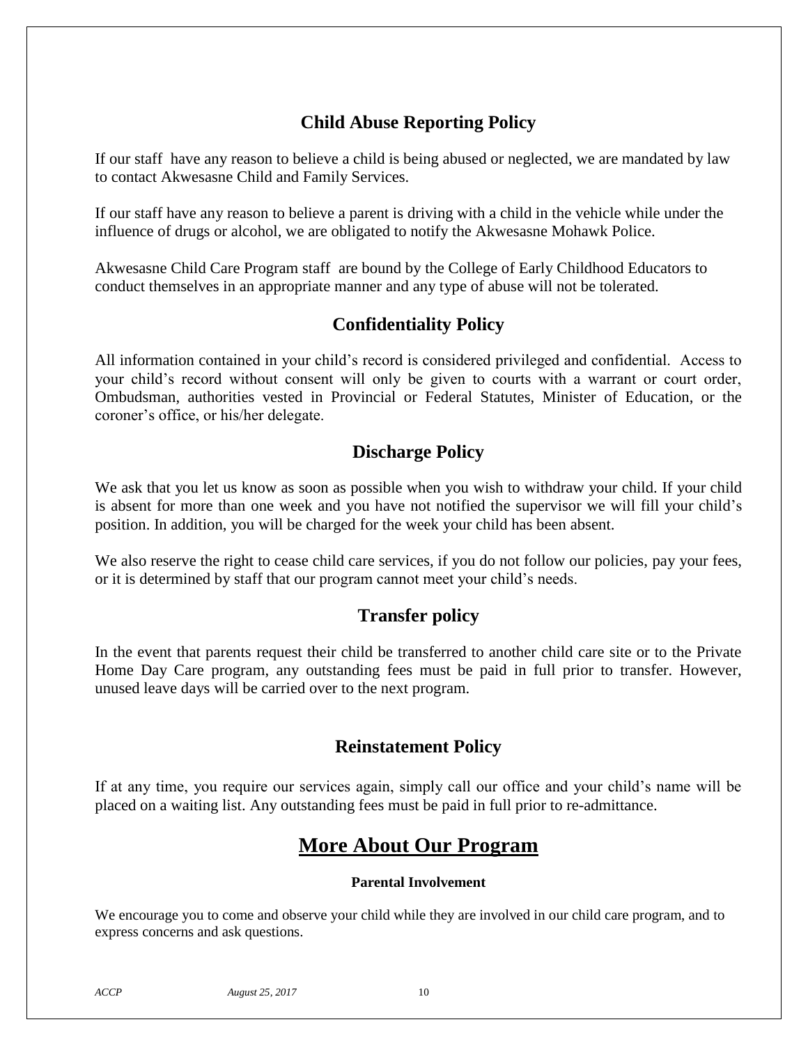## Child Abuse Reporting Policy

If our staff have any reason to believe a child is being abused or neglected, we are mandated by law to contact Akwesasne Child and Family Services.

If our staff have any reason to believe a parent is driving with a child in the vehicle while under the influence of drugs or alcohol, we are obligated to notify the Akwesasne Mohawk Police.

Akwesasne Child Care Program staff are bound by the College of Early Childhood Educators to conduct themselves in an appropriate manner and any type of abuse will not be tolerated.

## Confidentiality Policy

All information contained in your child's record is considered privileged and confidential. Access to your child's record without consent will only be given to courts with a warrant or court order, Ombudsman, authorities vested in Provincial or Federal Statutes, Minister of Education, or the coroner's office, or his/her delegate.

## Discharge Policy

We ask that you let us know as soon as possible when you wish to withdraw your child. If your child is absent for more than one week and you have not notified the supervisor we will fill your child's position. In addition, you will be charged for the week your child has been absent.

We also reserve the right to cease child care services, if you do not follow our policies, pay your fees, or it is determined by staff that our program cannot meet your child's needs.

## Transfer policy

In the event that parents request their child be transferred to another child care site or to the Private Home Day Care program, any outstanding fees must be paid in full prior to transfer. However, unused leave days will be carried over to the next program.

## Reinstatement Policy

If at any time, you require our services again, simply call our office and your child's name will be placed on a waiting list. Any outstanding fees must be paid in full prior to re-admittance.

# More About Our Program

### Parental Involvement

We encourage you to come and observe your child while they are involved in our child care program, and to express concerns and ask questions.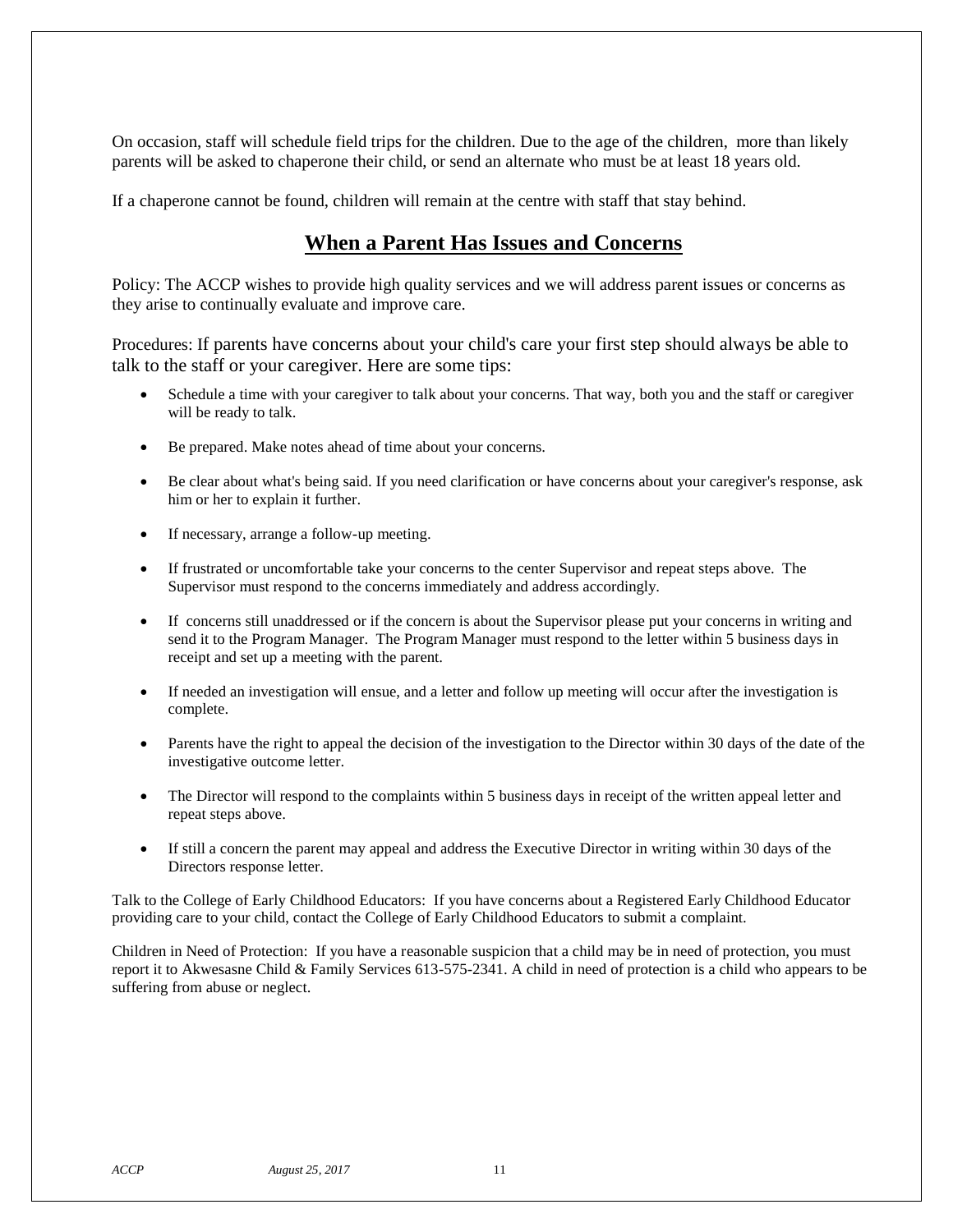On occasion, staff will schedule field trips for the children. Due to the age of the children, more than likely parents will be asked to chaperone their child, or send an alternate who must be at least 18 years old.

If a chaperone cannot be found, children will remain at the centre with staff that stay behind.

## When a Parent Has Issues and Concerns

Policy: The ACCP wishes to provide high quality services and we will address parent issues or concerns as they arise to continually evaluate and improve care.

Procedures: If parents have concerns about your child's care your first step should always be able to talk to the staff or your caregiver. Here are some tips:

- Schedule a time with your caregiver to talk about your concerns. That way, both you and the staff or caregiver will be ready to talk.
- Be prepared. Make notes ahead of time about your concerns.
- Be clear about what's being said. If you need clarification or have concerns about your caregiver's response, ask him or her to explain it further.
- If necessary, arrange a follow-up meeting.
- If frustrated or uncomfortable take your concerns to the center Supervisor and repeat steps above. The Supervisor must respond to the concerns immediately and address accordingly.
- If concerns still unaddressed or if the concern is about the Supervisor please put your concerns in writing and send it to the Program Manager. The Program Manager must respond to the letter within 5 business days in receipt and set up a meeting with the parent.
- If needed an investigation will ensue, and a letter and follow up meeting will occur after the investigation is complete.
- Parents have the right to appeal the decision of the investigation to the Director within 30 days of the date of the investigative outcome letter.
- The Director will respond to the complaints within 5 business days in receipt of the written appeal letter and repeat steps above.
- If still a concern the parent may appeal and address the Executive Director in writing within 30 days of the Directors response letter.

Talk to the College of Early Childhood Educators: If you have concerns about a Registered Early Childhood Educator providing care to your child, contact the College of Early Childhood Educators to submit a complaint.

Children in Need of Protection: If you have a reasonable suspicion that a child may be in need of protection, you must report it to Akwesasne Child & Family Services 613-575-2341. A child in need of protection is a child who appears to be suffering from abuse or neglect.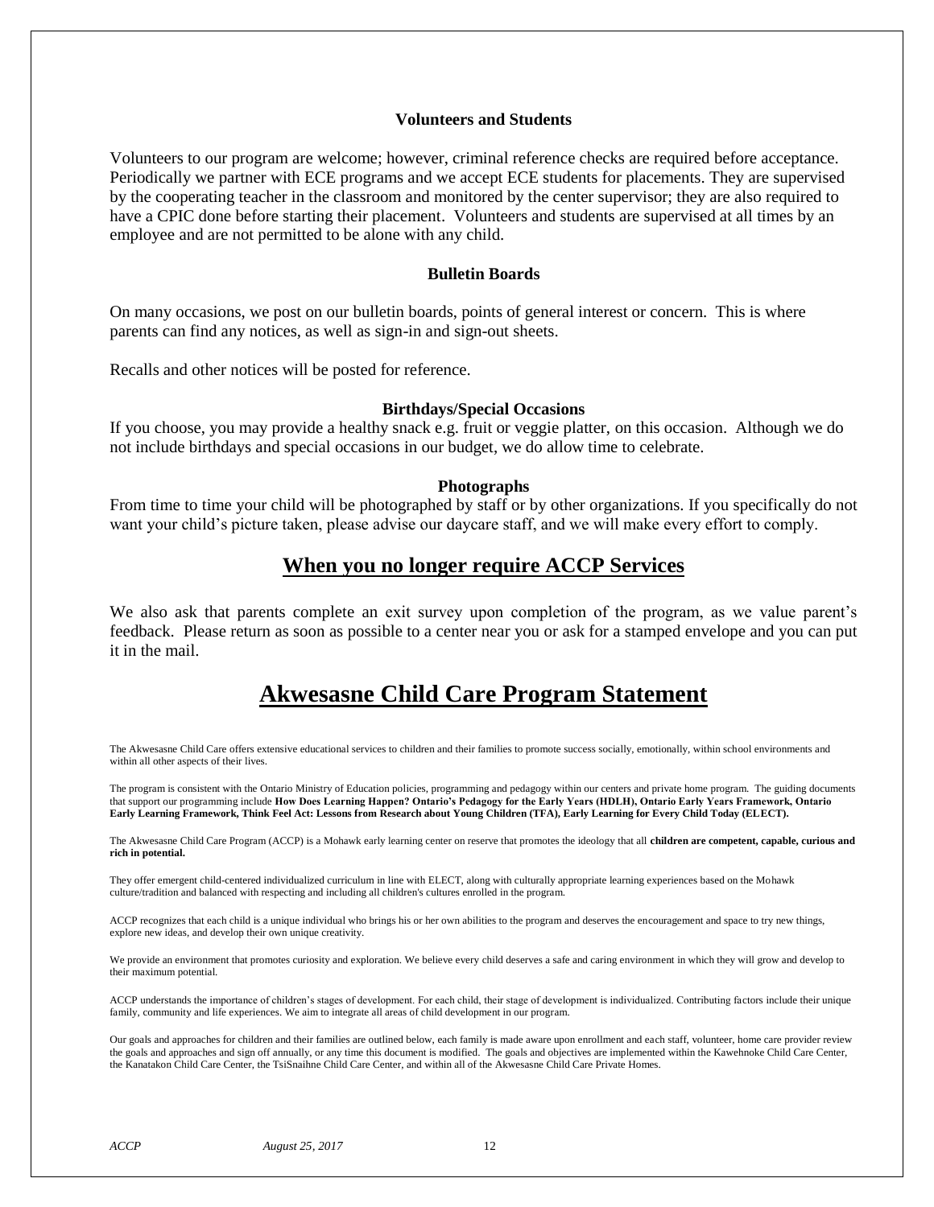### Volunteers and Students

Volunteers to our program are welcome; however, criminal reference checks are required before acceptance. Periodically we partner with ECE programs and we accept ECE students for placements. They are supervised by the cooperating teacher in the classroom and monitored by the center supervisor; they are also required to have a CPIC done before starting their placement. Volunteers and students are supervised at all times by an employee and are not permitted to be alone with any child.

### Bulletin Boards

On many occasions, we post on our bulletin boards, points of general interest or concern. This is where parents can find any notices, as well as sign-in and sign-out sheets.

Recalls and other notices will be posted for reference.

### Birthdays/Special Occasions

If you choose, you may provide a healthy snack e.g. fruit or veggie platter, on this occasion. Although we do not include birthdays and special occasions in our budget, we do allow time to celebrate.

### Photographs

From time to time your child will be photographed by staff or by other organizations. If you specifically do not want your child's picture taken, please advise our daycare staff, and we will make every effort to comply.

## When you no longer require ACCP Services

We also ask that parents complete an exit survey upon completion of the program, as we value parent's feedback. Please return as soon as possible to a center near you or ask for a stamped envelope and you can put it in the mail.

# Akwesasne Child Care Program Statement

The Akwesasne Child Care offers extensive educational services to children and their families to promote success socially, emotionally, within school environments and within all other aspects of their lives.

The program is consistent with the Ontario Ministry of Education policies, programming and pedagogy within our centers and private home program. The guiding documents that support our programming include **How Does Learning Happen? Ontario's Pedagogy for the Early Years (HDLH), Ontario Early Years Framework, Ontario Early Learning Framework, Think Feel Act: Lessons from Research about Young Children (TFA), Early Learning for Every Child Today (ELECT).**

The Akwesasne Child Care Program (ACCP) is a Mohawk early learning center on reserve that promotes the ideology that all **children are competent, capable, curious and rich in potential.**

They offer emergent child-centered individualized curriculum in line with ELECT, along with culturally appropriate learning experiences based on the Mohawk culture/tradition and balanced with respecting and including all children's cultures enrolled in the program.

ACCP recognizes that each child is a unique individual who brings his or her own abilities to the program and deserves the encouragement and space to try new things, explore new ideas, and develop their own unique creativity.

We provide an environment that promotes curiosity and exploration. We believe every child deserves a safe and caring environment in which they will grow and develop to their maximum potential.

ACCP understands the importance of children's stages of development. For each child, their stage of development is individualized. Contributing factors include their unique family, community and life experiences. We aim to integrate all areas of child development in our program.

Our goals and approaches for children and their families are outlined below, each family is made aware upon enrollment and each staff, volunteer, home care provider review the goals and approaches and sign off annually, or any time this document is modified. The goals and objectives are implemented within the Kawehnoke Child Care Center, the Kanatakon Child Care Center, the TsiSnaihne Child Care Center, and within all of the Akwesasne Child Care Private Homes.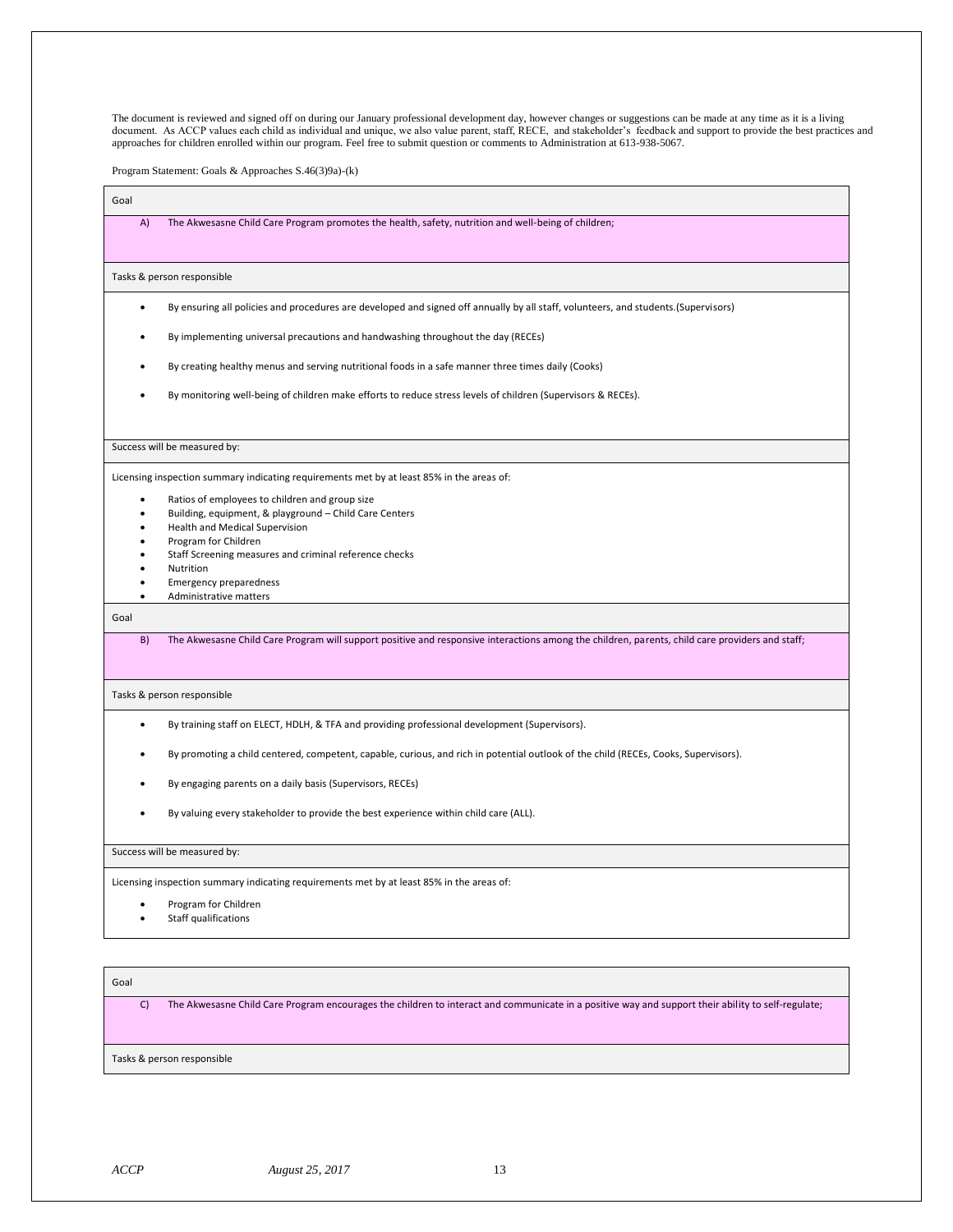The document is reviewed and signed off on during our January professional development day, however changes or suggestions can be made at any time as it is a living document. As ACCP values each child as individual and unique, we also value parent, staff, RECE, and stakeholder's feedback and support to provide the best practices and approaches for children enrolled within our program. Feel free to submit question or comments to Administration at 613-938-5067.

Program Statement: Goals & Approaches S.46(3)9a)-(k)

**Goal**

A) The Akwesasne Child Care Program promotes the health, safety, nutrition and well-being of children;

**Tasks & person responsible**

- By ensuring all policies and procedures are developed and signed off annually by all staff, volunteers, and students.(Supervisors)
- By implementing universal precautions and handwashing throughout the day (RECEs)
- By creating healthy menus and serving nutritional foods in a safe manner three times daily (Cooks)
- By monitoring well-being of children make efforts to reduce stress levels of children (Supervisors & RECEs).

**Success will be measured by:**

Licensing inspection summary indicating requirements met by at least 85% in the areas of:

- Ratios of employees to children and group size
- Building, equipment, & playground – Child Care Centers
- Health and Medical Supervision
- Program for Children
- Staff Screening measures and criminal reference checks
- Nutrition
- Emergency preparedness
- Administrative matters

**Goal**

B) The Akwesasne Child Care Program will support positive and responsive interactions among the children, parents, child care providers and staff;

**Tasks & person responsible**

- By training staff on ELECT, HDLH, & TFA and providing professional development (Supervisors).
- By promoting a child centered, competent, capable, curious, and rich in potential outlook of the child (RECEs, Cooks, Supervisors).
- By engaging parents on a daily basis (Supervisors, RECEs)
- By valuing every stakeholder to provide the best experience within child care (ALL).

**Success will be measured by:**

Licensing inspection summary indicating requirements met by at least 85% in the areas of:

- Program for Children
- Staff qualifications

**Goal**

C) The Akwesasne Child Care Program encourages the children to interact and communicate in a positive way and support their ability to self-regulate;

**Tasks & person responsible**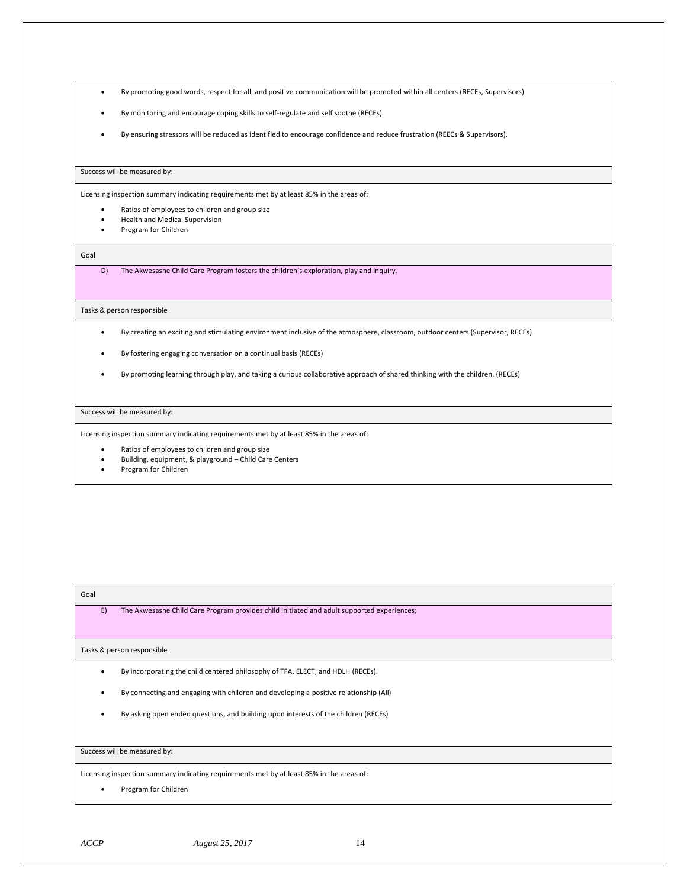- By promoting good words, respect for all, and positive communication will be promoted within all centers (RECEs, Supervisors)
- By monitoring and encourage coping skills to self-regulate and self soothe (RECEs)
- By ensuring stressors will be reduced as identified to encourage confidence and reduce frustration (REECs & Supervisors).

Success will be measured by:

Licensing inspection summary indicating requirements met by at least 85% in the areas of:

- Ratios of employees to children and group size
- Health and Medical Supervision
- Program for Children

Goal

D) The Akwesasne Child Care Program fosters the children's exploration, play and inquiry.

Tasks & person responsible

- By creating an exciting and stimulating environment inclusive of the atmosphere, classroom, outdoor centers (Supervisor, RECEs)
- By fostering engaging conversation on a continual basis (RECEs)
- By promoting learning through play, and taking a curious collaborative approach of shared thinking with the children. (RECEs)

Success will be measured by:

Licensing inspection summary indicating requirements met by at least 85% in the areas of:

- Ratios of employees to children and group size
- Building, equipment, & playground – Child Care Centers
- Program for Children

Goal

E) The Akwesasne Child Care Program provides child initiated and adult supported experiences;

Tasks & person responsible

- By incorporating the child centered philosophy of TFA, ELECT, and HDLH (RECEs).
- By connecting and engaging with children and developing a positive relationship (All)
- By asking open ended questions, and building upon interests of the children (RECEs)

Success will be measured by:

Licensing inspection summary indicating requirements met by at least 85% in the areas of:

- Program for Children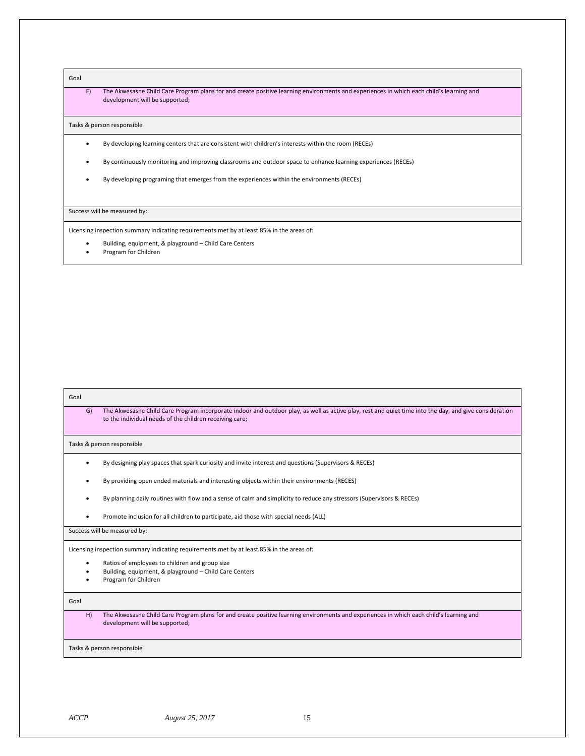**Goal**

F) The Akwesasne Child Care Program plans for and create positive learning environments and experiences in which each child's learning and development will be supported;

**Tasks & person responsible**

- By developing learning centers that are consistent with children's interests within the room (RECEs)
- By continuously monitoring and improving classrooms and outdoor space to enhance learning experiences (RECEs)
- By developing programing that emerges from the experiences within the environments (RECEs)

**Success will be measured by:**

Licensing inspection summary indicating requirements met by at least 85% in the areas of:

- Building, equipment, & playground – Child Care Centers
- Program for Children

**Goal**

G) The Akwesasne Child Care Program incorporate indoor and outdoor play, as well as active play, rest and quiet time into the day, and give consideration to the individual needs of the children receiving care;

**Tasks & person responsible**

- By designing play spaces that spark curiosity and invite interest and questions (Supervisors & RECEs)
- By providing open ended materials and interesting objects within their environments (RECES)
- By planning daily routines with flow and a sense of calm and simplicity to reduce any stressors (Supervisors & RECEs)
- Promote inclusion for all children to participate, aid those with special needs (ALL)

**Success will be measured by:**

Licensing inspection summary indicating requirements met by at least 85% in the areas of:

- Ratios of employees to children and group size
- Building, equipment, & playground – Child Care Centers
- Program for Children

**Goal**

H) The Akwesasne Child Care Program plans for and create positive learning environments and experiences in which each child's learning and development will be supported;

**Tasks & person responsible**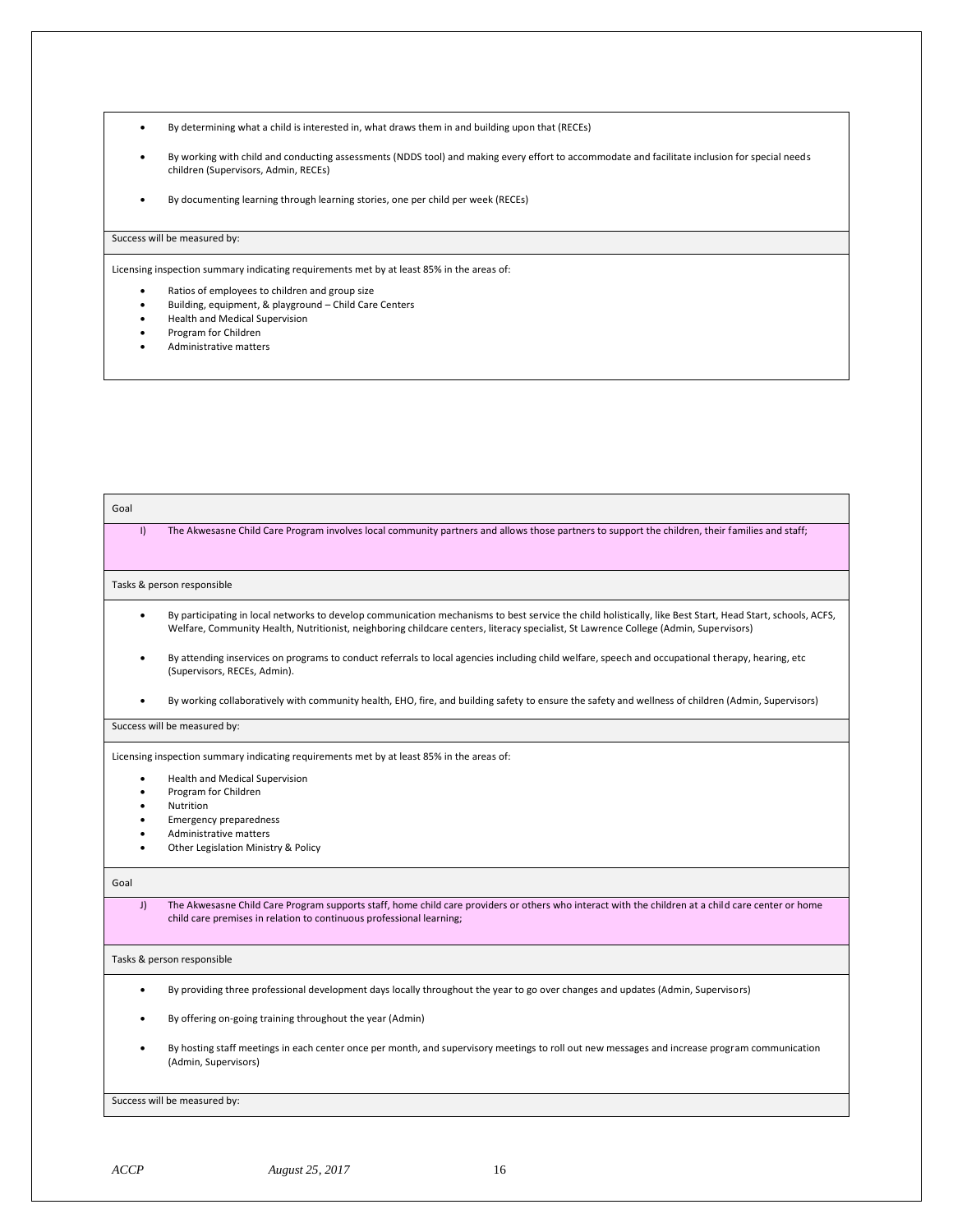- By determining what a child is interested in, what draws them in and building upon that (RECEs)
- By working with child and conducting assessments (NDDS tool) and making every effort to accommodate and facilitate inclusion for special needs children (Supervisors, Admin, RECEs)
- By documenting learning through learning stories, one per child per week (RECEs)

Success will be measured by:

Licensing inspection summary indicating requirements met by at least 85% in the areas of:

- Ratios of employees to children and group size
- Building, equipment, & playground – Child Care Centers
- Health and Medical Supervision
- Program for Children
- Administrative matters

Goal

I) The Akwesasne Child Care Program involves local community partners and allows those partners to support the children, their families and staff;

Tasks & person responsible

- By participating in local networks to develop communication mechanisms to best service the child holistically, like Best Start, Head Start, schools, ACFS, Welfare, Community Health, Nutritionist, neighboring childcare centers, literacy specialist, St Lawrence College (Admin, Supervisors)
- By attending inservices on programs to conduct referrals to local agencies including child welfare, speech and occupational therapy, hearing, etc (Supervisors, RECEs, Admin).
- By working collaboratively with community health, EHO, fire, and building safety to ensure the safety and wellness of children (Admin, Supervisors)

Success will be measured by:

Licensing inspection summary indicating requirements met by at least 85% in the areas of:

- Health and Medical Supervision
- Program for Children
- Nutrition
- Emergency preparedness
- Administrative matters
- Other Legislation Ministry & Policy

Goal

J) The Akwesasne Child Care Program supports staff, home child care providers or others who interact with the children at a child care center or home child care premises in relation to continuous professional learning;

Tasks & person responsible

- By providing three professional development days locally throughout the year to go over changes and updates (Admin, Supervisors)
- By offering on-going training throughout the year (Admin)
- By hosting staff meetings in each center once per month, and supervisory meetings to roll out new messages and increase program communication (Admin, Supervisors)

Success will be measured by: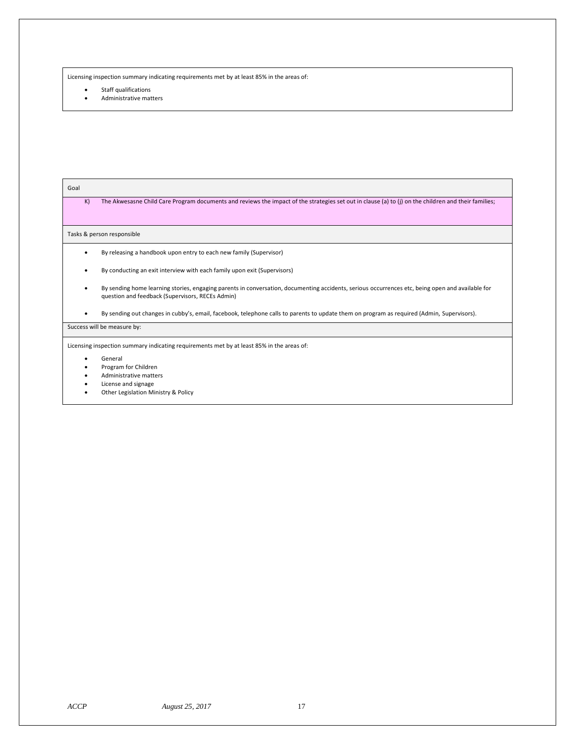Licensing inspection summary indicating requirements met by at least 85% in the areas of:

- Staff qualifications
- Administrative matters

Goal

K) The Akwesasne Child Care Program documents and reviews the impact of the strategies set out in clause (a) to (j) on the children and their families;

Tasks & person responsible

- By releasing a handbook upon entry to each new family (Supervisor)
- By conducting an exit interview with each family upon exit (Supervisors)
- By sending home learning stories, engaging parents in conversation, documenting accidents, serious occurrences etc, being open and available for question and feedback (Supervisors, RECEs Admin)
- By sending out changes in cubby's, email, facebook, telephone calls to parents to update them on program as required (Admin, Supervisors).

Success will be measure by:

Licensing inspection summary indicating requirements met by at least 85% in the areas of:

- General
- Program for Children
- Administrative matters
- License and signage
- Other Legislation Ministry & Policy